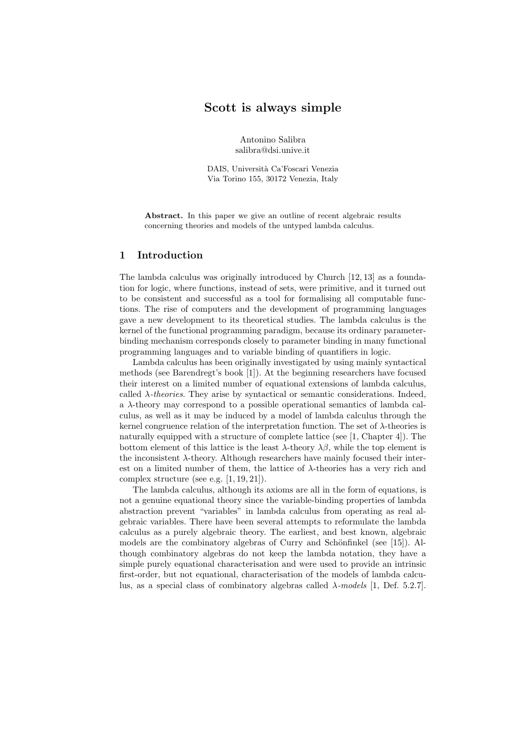# Scott is always simple

Antonino Salibra
salibra@dsi.unive.it

DAIS, Università Ca'Foscari Venezia
Via Torino 155, 30172 Venezia, Italy

**Abstract.** In this paper we give an outline of recent algebraic results concerning theories and models of the untyped lambda calculus.

## 1 Introduction

The lambda calculus was originally introduced by Church [12, 13] as a foundation for logic, where functions, instead of sets, were primitive, and it turned out to be consistent and successful as a tool for formalising all computable functions. The rise of computers and the development of programming languages gave a new development to its theoretical studies. The lambda calculus is the kernel of the functional programming paradigm, because its ordinary parameter-binding mechanism corresponds closely to parameter binding in many functional programming languages and to variable binding of quantifiers in logic.

Lambda calculus has been originally investigated by using mainly syntactical methods (see Barendregt's book [1]). At the beginning researchers have focused their interest on a limited number of equational extensions of lambda calculus, called *λ-theories*. They arise by syntactical or semantic considerations. Indeed, a λ-theory may correspond to a possible operational semantics of lambda calculus, as well as it may be induced by a model of lambda calculus through the kernel congruence relation of the interpretation function. The set of λ-theories is naturally equipped with a structure of complete lattice (see [1, Chapter 4]). The bottom element of this lattice is the least λ-theory $\lambda\beta$, while the top element is the inconsistent λ-theory. Although researchers have mainly focused their interest on a limited number of them, the lattice of λ-theories has a very rich and complex structure (see e.g. [1, 19, 21]).

The lambda calculus, although its axioms are all in the form of equations, is not a genuine equational theory since the variable-binding properties of lambda abstraction prevent "variables" in lambda calculus from operating as real algebraic variables. There have been several attempts to reformulate the lambda calculus as a purely algebraic theory. The earliest, and best known, algebraic models are the combinatory algebras of Curry and Schönfinkel (see [15]). Although combinatory algebras do not keep the lambda notation, they have a simple purely equational characterisation and were used to provide an intrinsic first-order, but not equational, characterisation of the models of lambda calculus, as a special class of combinatory algebras called *λ-models* [1, Def. 5.2.7].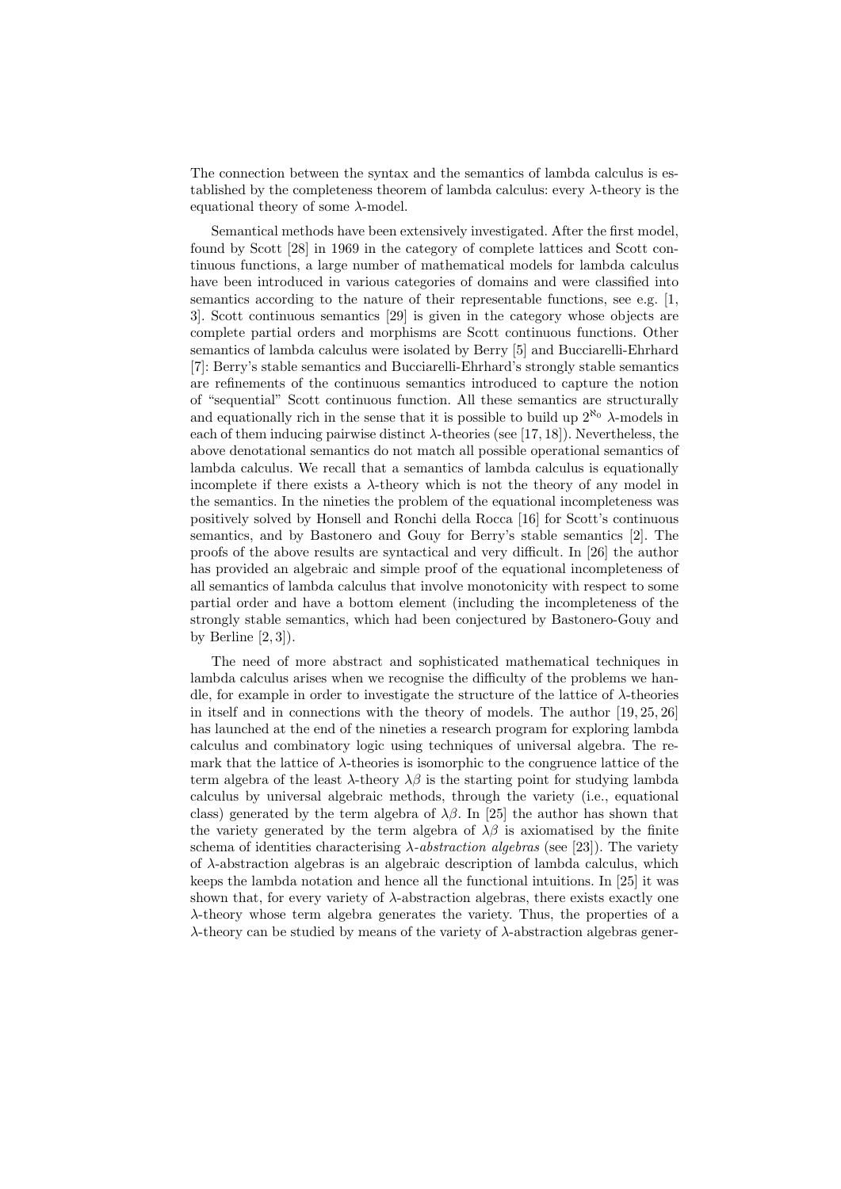The connection between the syntax and the semantics of lambda calculus is established by the completeness theorem of lambda calculus: every $\lambda$-theory is the equational theory of some $\lambda$-model.

Semantical methods have been extensively investigated. After the first model, found by Scott [28] in 1969 in the category of complete lattices and Scott continuous functions, a large number of mathematical models for lambda calculus have been introduced in various categories of domains and were classified into semantics according to the nature of their representable functions, see e.g. [1, 3]. Scott continuous semantics [29] is given in the category whose objects are complete partial orders and morphisms are Scott continuous functions. Other semantics of lambda calculus were isolated by Berry [5] and Bucciarelli-Ehrhard [7]: Berry's stable semantics and Bucciarelli-Ehrhard's strongly stable semantics are refinements of the continuous semantics introduced to capture the notion of "sequential" Scott continuous function. All these semantics are structurally and equationally rich in the sense that it is possible to build up $2^{\aleph_0}$ $\lambda$-models in each of them inducing pairwise distinct $\lambda$-theories (see [17, 18]). Nevertheless, the above denotational semantics do not match all possible operational semantics of lambda calculus. We recall that a semantics of lambda calculus is equationally incomplete if there exists a $\lambda$-theory which is not the theory of any model in the semantics. In the nineties the problem of the equational incompleteness was positively solved by Honsell and Ronchi della Rocca [16] for Scott's continuous semantics, and by Bastonero and Gouy for Berry's stable semantics [2]. The proofs of the above results are syntactical and very difficult. In [26] the author has provided an algebraic and simple proof of the equational incompleteness of all semantics of lambda calculus that involve monotonicity with respect to some partial order and have a bottom element (including the incompleteness of the strongly stable semantics, which had been conjectured by Bastonero-Gouy and by Berline [2, 3]).

The need of more abstract and sophisticated mathematical techniques in lambda calculus arises when we recognise the difficulty of the problems we handle, for example in order to investigate the structure of the lattice of $\lambda$-theories in itself and in connections with the theory of models. The author [19, 25, 26] has launched at the end of the nineties a research program for exploring lambda calculus and combinatory logic using techniques of universal algebra. The remark that the lattice of $\lambda$-theories is isomorphic to the congruence lattice of the term algebra of the least $\lambda$-theory $\lambda\beta$ is the starting point for studying lambda calculus by universal algebraic methods, through the variety (i.e., equational class) generated by the term algebra of $\lambda\beta$. In [25] the author has shown that the variety generated by the term algebra of $\lambda\beta$ is axiomatised by the finite schema of identities characterising *$\lambda$-abstraction algebras* (see [23]). The variety of $\lambda$-abstraction algebras is an algebraic description of lambda calculus, which keeps the lambda notation and hence all the functional intuitions. In [25] it was shown that, for every variety of $\lambda$-abstraction algebras, there exists exactly one $\lambda$-theory whose term algebra generates the variety. Thus, the properties of a $\lambda$-theory can be studied by means of the variety of $\lambda$-abstraction algebras gener-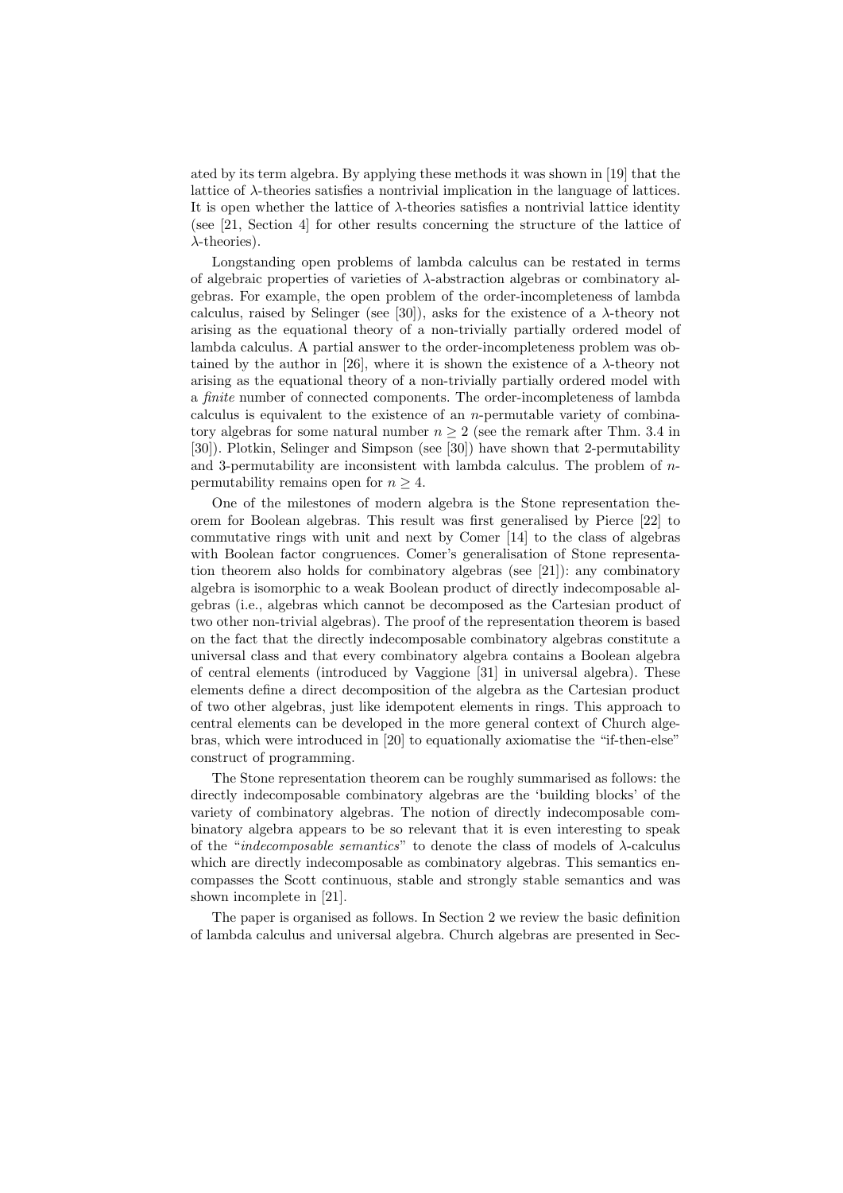ated by its term algebra. By applying these methods it was shown in [19] that the lattice of $\lambda$-theories satisfies a nontrivial implication in the language of lattices. It is open whether the lattice of $\lambda$-theories satisfies a nontrivial lattice identity (see [21, Section 4] for other results concerning the structure of the lattice of $\lambda$-theories).

Longstanding open problems of lambda calculus can be restated in terms of algebraic properties of varieties of $\lambda$-abstraction algebras or combinatory algebras. For example, the open problem of the order-incompleteness of lambda calculus, raised by Selinger (see [30]), asks for the existence of a $\lambda$-theory not arising as the equational theory of a non-trivially partially ordered model of lambda calculus. A partial answer to the order-incompleteness problem was obtained by the author in [26], where it is shown the existence of a $\lambda$-theory not arising as the equational theory of a non-trivially partially ordered model with a *finite* number of connected components. The order-incompleteness of lambda calculus is equivalent to the existence of an $n$-permutable variety of combinatory algebras for some natural number $n \geq 2$ (see the remark after Thm. 3.4 in [30]). Plotkin, Selinger and Simpson (see [30]) have shown that 2-permutability and 3-permutability are inconsistent with lambda calculus. The problem of $n$-permutability remains open for $n \geq 4$.

One of the milestones of modern algebra is the Stone representation theorem for Boolean algebras. This result was first generalised by Pierce [22] to commutative rings with unit and next by Comer [14] to the class of algebras with Boolean factor congruences. Comer's generalisation of Stone representation theorem also holds for combinatory algebras (see [21]): any combinatory algebra is isomorphic to a weak Boolean product of directly indecomposable algebras (i.e., algebras which cannot be decomposed as the Cartesian product of two other non-trivial algebras). The proof of the representation theorem is based on the fact that the directly indecomposable combinatory algebras constitute a universal class and that every combinatory algebra contains a Boolean algebra of central elements (introduced by Vaggione [31] in universal algebra). These elements define a direct decomposition of the algebra as the Cartesian product of two other algebras, just like idempotent elements in rings. This approach to central elements can be developed in the more general context of Church algebras, which were introduced in [20] to equationally axiomatise the "if-then-else" construct of programming.

The Stone representation theorem can be roughly summarised as follows: the directly indecomposable combinatory algebras are the 'building blocks' of the variety of combinatory algebras. The notion of directly indecomposable combinatory algebra appears to be so relevant that it is even interesting to speak of the "*indecomposable semantics*" to denote the class of models of $\lambda$-calculus which are directly indecomposable as combinatory algebras. This semantics encompasses the Scott continuous, stable and strongly stable semantics and was shown incomplete in [21].

The paper is organised as follows. In Section 2 we review the basic definition of lambda calculus and universal algebra. Church algebras are presented in Sec-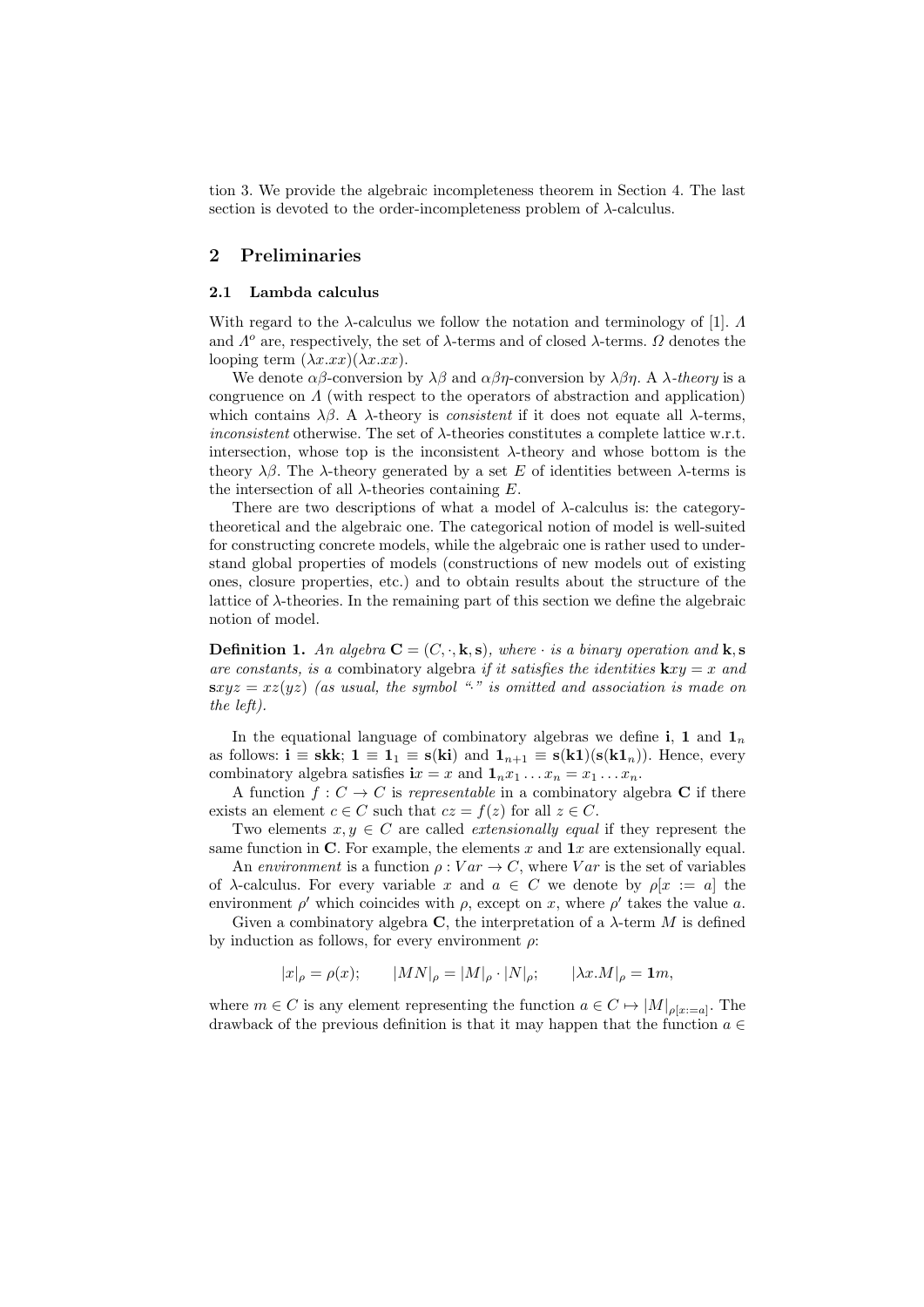tion 3. We provide the algebraic incompleteness theorem in Section 4. The last section is devoted to the order-incompleteness problem of $\lambda$-calculus.

## 2 Preliminaries

### 2.1 Lambda calculus

With regard to the $\lambda$-calculus we follow the notation and terminology of [1]. $\Lambda$ and $\Lambda^o$ are, respectively, the set of $\lambda$-terms and of closed $\lambda$-terms. $\Omega$ denotes the looping term $(\lambda x.xx)(\lambda x.xx)$.

We denote $\alpha\beta$-conversion by $\lambda\beta$ and $\alpha\beta\eta$-conversion by $\lambda\beta\eta$. A *$\lambda$-theory* is a congruence on $\Lambda$ (with respect to the operators of abstraction and application) which contains $\lambda\beta$. A $\lambda$-theory is *consistent* if it does not equate all $\lambda$-terms, *inconsistent* otherwise. The set of $\lambda$-theories constitutes a complete lattice w.r.t. intersection, whose top is the inconsistent $\lambda$-theory and whose bottom is the theory $\lambda\beta$. The $\lambda$-theory generated by a set $E$ of identities between $\lambda$-terms is the intersection of all $\lambda$-theories containing $E$.

There are two descriptions of what a model of $\lambda$-calculus is: the category-theoretical and the algebraic one. The categorical notion of model is well-suited for constructing concrete models, while the algebraic one is rather used to understand global properties of models (constructions of new models out of existing ones, closure properties, etc.) and to obtain results about the structure of the lattice of $\lambda$-theories. In the remaining part of this section we define the algebraic notion of model.

**Definition 1.** *An algebra $\mathbf{C} = (C, \cdot, \mathbf{k}, \mathbf{s})$, where $\cdot$ is a binary operation and $\mathbf{k}, \mathbf{s}$ are constants, is a* combinatory algebra *if it satisfies the identities $\mathbf{k}xy = x$ and $\mathbf{s}xyz = xz(yz)$ (as usual, the symbol "$\cdot$" is omitted and association is made on the left).*

In the equational language of combinatory algebras we define $\mathbf{i}$, $\mathbf{1}$ and $\mathbf{1}_n$ as follows: $\mathbf{i} \equiv \mathbf{skk}$; $\mathbf{1} \equiv \mathbf{1}_1 \equiv \mathbf{s}(\mathbf{ki})$ and $\mathbf{1}_{n+1} \equiv \mathbf{s}(\mathbf{k1})(\mathbf{s}(\mathbf{k1}_n))$. Hence, every combinatory algebra satisfies $\mathbf{i}x = x$ and $\mathbf{1}_n x_1 \dots x_n = x_1 \dots x_n$.

A function $f : C \to C$ is *representable* in a combinatory algebra $\mathbf{C}$ if there exists an element $c \in C$ such that $cz = f(z)$ for all $z \in C$.

Two elements $x, y \in C$ are called *extensionally equal* if they represent the same function in $\mathbf{C}$. For example, the elements $x$ and $\mathbf{1}x$ are extensionally equal.

An *environment* is a function $\rho : Var \to C$, where $Var$ is the set of variables of $\lambda$-calculus. For every variable $x$ and $a \in C$ we denote by $\rho[x := a]$ the environment $\rho'$ which coincides with $\rho$, except on $x$, where $\rho'$ takes the value $a$.

Given a combinatory algebra $\mathbf{C}$, the interpretation of a $\lambda$-term $M$ is defined by induction as follows, for every environment $\rho$:

$$|x|_\rho = \rho(x); \qquad |MN|_\rho = |M|_\rho \cdot |N|_\rho; \qquad |\lambda x.M|_\rho = \mathbf{1}m,$$

where $m \in C$ is any element representing the function $a \in C \mapsto |M|_{\rho[x:=a]}$. The drawback of the previous definition is that it may happen that the function $a \in$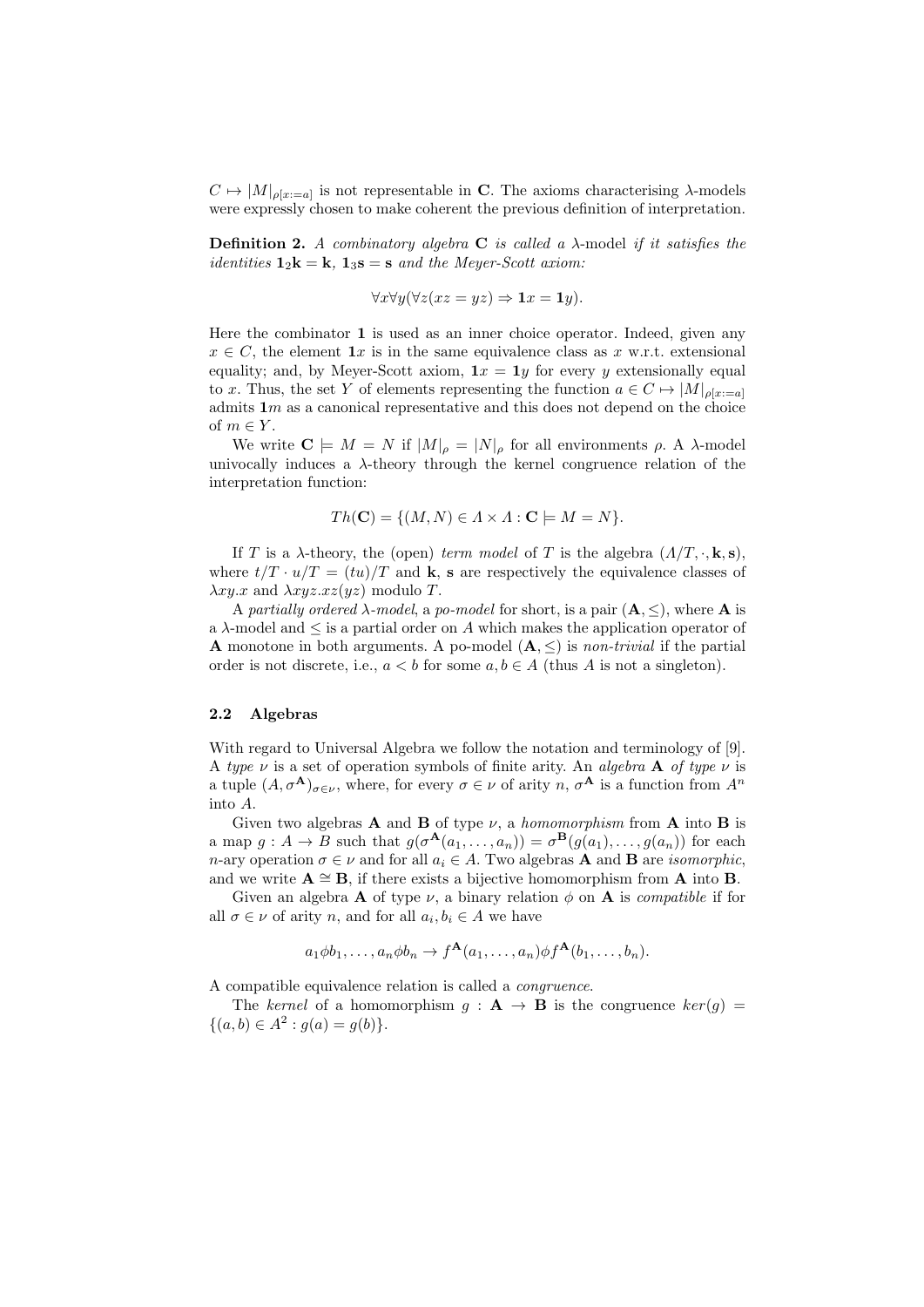$C \mapsto |M|_{\rho[x:=a]}$ is not representable in $\mathbf{C}$. The axioms characterising $\lambda$-models were expressly chosen to make coherent the previous definition of interpretation.

**Definition 2.** *A combinatory algebra* $\mathbf{C}$ *is called a* $\lambda$-model *if it satisfies the identities* $\mathbf{1}_2\mathbf{k} = \mathbf{k}$, $\mathbf{1}_3\mathbf{s} = \mathbf{s}$ *and the Meyer-Scott axiom:*

$$\forall x \forall y (\forall z (xz = yz) \Rightarrow \mathbf{1}x = \mathbf{1}y).$$

Here the combinator $\mathbf{1}$ is used as an inner choice operator. Indeed, given any $x \in C$, the element $\mathbf{1}x$ is in the same equivalence class as $x$ w.r.t. extensional equality; and, by Meyer-Scott axiom, $\mathbf{1}x = \mathbf{1}y$ for every $y$ extensionally equal to $x$. Thus, the set $Y$ of elements representing the function $a \in C \mapsto |M|_{\rho[x:=a]}$ admits $\mathbf{1}m$ as a canonical representative and this does not depend on the choice of $m \in Y$.

We write $\mathbf{C} \models M = N$ if $|M|_\rho = |N|_\rho$ for all environments $\rho$. A $\lambda$-model univocally induces a $\lambda$-theory through the kernel congruence relation of the interpretation function:

$$Th(\mathbf{C}) = \{(M, N) \in \Lambda \times \Lambda : \mathbf{C} \models M = N\}.$$

If $T$ is a $\lambda$-theory, the (open) *term model* of $T$ is the algebra $(\Lambda/T, \cdot, \mathbf{k}, \mathbf{s})$, where $t/T \cdot u/T = (tu)/T$ and $\mathbf{k}$, $\mathbf{s}$ are respectively the equivalence classes of $\lambda xy.x$ and $\lambda xyz.xz(yz)$ modulo $T$.

A *partially ordered* $\lambda$*-model*, a *po-model* for short, is a pair $(\mathbf{A}, \leq)$, where $\mathbf{A}$ is a $\lambda$-model and $\leq$ is a partial order on $A$ which makes the application operator of $\mathbf{A}$ monotone in both arguments. A po-model $(\mathbf{A}, \leq)$ is *non-trivial* if the partial order is not discrete, i.e., $a < b$ for some $a, b \in A$ (thus $A$ is not a singleton).

### 2.2 Algebras

With regard to Universal Algebra we follow the notation and terminology of [9]. A *type* $\nu$ is a set of operation symbols of finite arity. An *algebra* $\mathbf{A}$ *of type* $\nu$ is a tuple $(A, \sigma^{\mathbf{A}})_{\sigma \in \nu}$, where, for every $\sigma \in \nu$ of arity $n$, $\sigma^{\mathbf{A}}$ is a function from $A^n$ into $A$.

Given two algebras $\mathbf{A}$ and $\mathbf{B}$ of type $\nu$, a *homomorphism* from $\mathbf{A}$ into $\mathbf{B}$ is a map $g : A \to B$ such that $g(\sigma^{\mathbf{A}}(a_1, \ldots, a_n)) = \sigma^{\mathbf{B}}(g(a_1), \ldots, g(a_n))$ for each $n$-ary operation $\sigma \in \nu$ and for all $a_i \in A$. Two algebras $\mathbf{A}$ and $\mathbf{B}$ are *isomorphic*, and we write $\mathbf{A} \cong \mathbf{B}$, if there exists a bijective homomorphism from $\mathbf{A}$ into $\mathbf{B}$.

Given an algebra $\mathbf{A}$ of type $\nu$, a binary relation $\phi$ on $\mathbf{A}$ is *compatible* if for all $\sigma \in \nu$ of arity $n$, and for all $a_i, b_i \in A$ we have

$$a_1 \phi b_1, \ldots, a_n \phi b_n \to f^{\mathbf{A}}(a_1, \ldots, a_n) \phi f^{\mathbf{A}}(b_1, \ldots, b_n).$$

A compatible equivalence relation is called a *congruence*.

The *kernel* of a homomorphism $g : \mathbf{A} \to \mathbf{B}$ is the congruence $ker(g) = \{(a, b) \in A^2 : g(a) = g(b)\}$.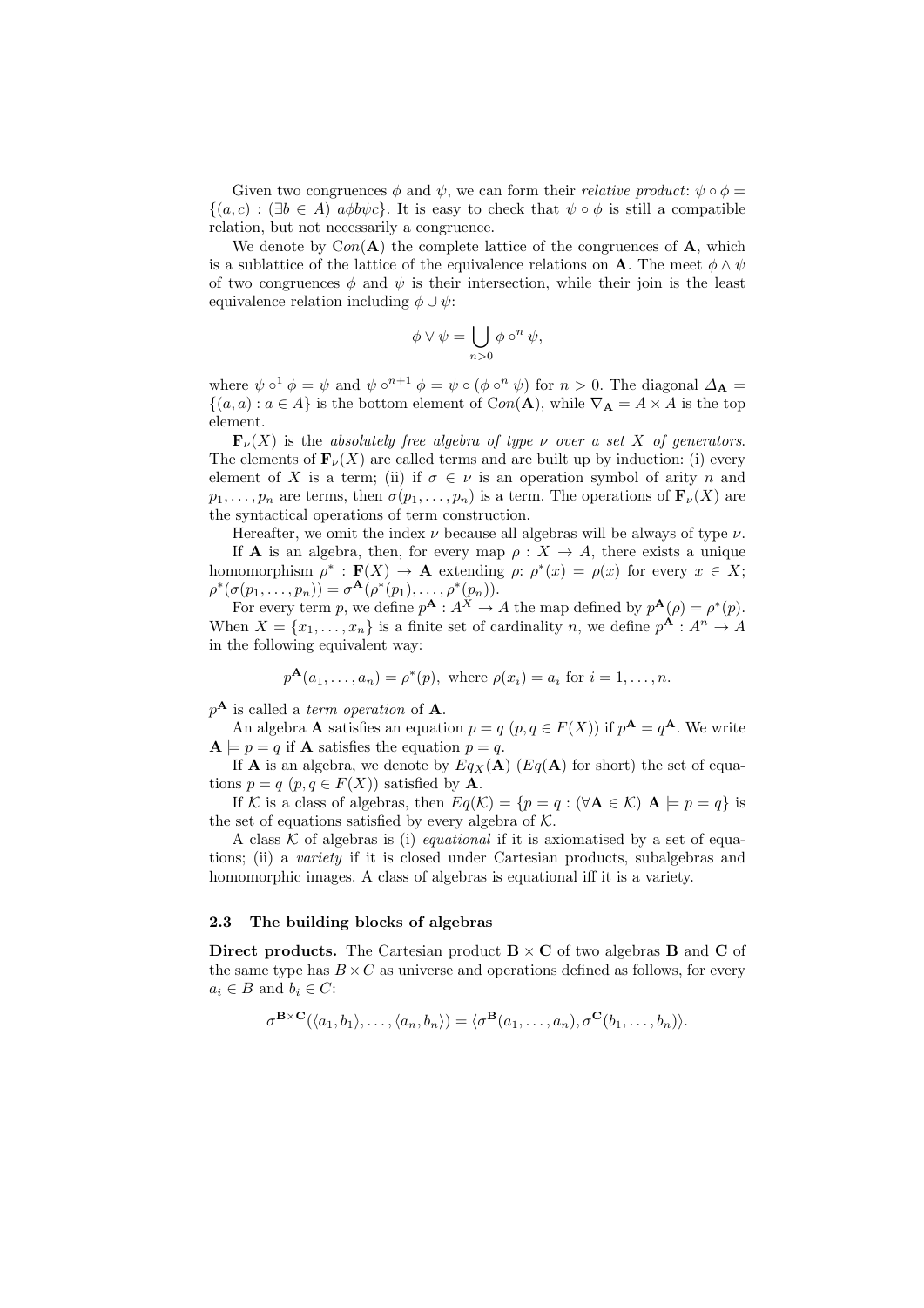Given two congruences $\phi$ and $\psi$, we can form their *relative product*: $\psi \circ \phi = \{(a, c) : (\exists b \in A)\ a\phi b\psi c\}$. It is easy to check that $\psi \circ \phi$ is still a compatible relation, but not necessarily a congruence.

We denote by $Con(\mathbf{A})$ the complete lattice of the congruences of $\mathbf{A}$, which is a sublattice of the lattice of the equivalence relations on $\mathbf{A}$. The meet $\phi \wedge \psi$ of two congruences $\phi$ and $\psi$ is their intersection, while their join is the least equivalence relation including $\phi \cup \psi$:

$$\phi \vee \psi = \bigcup_{n>0} \phi \circ^n \psi,$$

where $\psi \circ^1 \phi = \psi$ and $\psi \circ^{n+1} \phi = \psi \circ (\phi \circ^n \psi)$ for $n > 0$. The diagonal $\Delta_{\mathbf{A}} = \{(a, a) : a \in A\}$ is the bottom element of $Con(\mathbf{A})$, while $\nabla_{\mathbf{A}} = A \times A$ is the top element.

$\mathbf{F}_\nu(X)$ is the *absolutely free algebra of type $\nu$ over a set $X$ of generators*. The elements of $\mathbf{F}_\nu(X)$ are called terms and are built up by induction: (i) every element of $X$ is a term; (ii) if $\sigma \in \nu$ is an operation symbol of arity $n$ and $p_1, \dots, p_n$ are terms, then $\sigma(p_1, \dots, p_n)$ is a term. The operations of $\mathbf{F}_\nu(X)$ are the syntactical operations of term construction.

Hereafter, we omit the index $\nu$ because all algebras will be always of type $\nu$.

If $\mathbf{A}$ is an algebra, then, for every map $\rho : X \to A$, there exists a unique homomorphism $\rho^* : \mathbf{F}(X) \to \mathbf{A}$ extending $\rho$: $\rho^*(x) = \rho(x)$ for every $x \in X$; $\rho^*(\sigma(p_1, \dots, p_n)) = \sigma^{\mathbf{A}}(\rho^*(p_1), \dots, \rho^*(p_n))$.

For every term $p$, we define $p^{\mathbf{A}} : A^X \to A$ the map defined by $p^{\mathbf{A}}(\rho) = \rho^*(p)$. When $X = \{x_1, \dots, x_n\}$ is a finite set of cardinality $n$, we define $p^{\mathbf{A}} : A^n \to A$ in the following equivalent way:

$$p^{\mathbf{A}}(a_1, \dots, a_n) = \rho^*(p), \text{ where } \rho(x_i) = a_i \text{ for } i = 1, \dots, n.$$

$p^{\mathbf{A}}$ is called a *term operation* of $\mathbf{A}$.

An algebra $\mathbf{A}$ satisfies an equation $p = q$ $(p, q \in F(X))$ if $p^{\mathbf{A}} = q^{\mathbf{A}}$. We write $\mathbf{A} \models p = q$ if $\mathbf{A}$ satisfies the equation $p = q$.

If $\mathbf{A}$ is an algebra, we denote by $Eq_X(\mathbf{A})$ ($Eq(\mathbf{A})$ for short) the set of equations $p = q$ $(p, q \in F(X))$ satisfied by $\mathbf{A}$.

If $\mathcal{K}$ is a class of algebras, then $Eq(\mathcal{K}) = \{p = q : (\forall \mathbf{A} \in \mathcal{K})\ \mathbf{A} \models p = q\}$ is the set of equations satisfied by every algebra of $\mathcal{K}$.

A class $\mathcal{K}$ of algebras is (i) *equational* if it is axiomatised by a set of equations; (ii) a *variety* if it is closed under Cartesian products, subalgebras and homomorphic images. A class of algebras is equational iff it is a variety.

### 2.3 The building blocks of algebras

**Direct products.** The Cartesian product $\mathbf{B} \times \mathbf{C}$ of two algebras $\mathbf{B}$ and $\mathbf{C}$ of the same type has $B \times C$ as universe and operations defined as follows, for every $a_i \in B$ and $b_i \in C$:

$$\sigma^{\mathbf{B} \times \mathbf{C}}(\langle a_1, b_1 \rangle, \dots, \langle a_n, b_n \rangle) = \langle \sigma^{\mathbf{B}}(a_1, \dots, a_n), \sigma^{\mathbf{C}}(b_1, \dots, b_n) \rangle.$$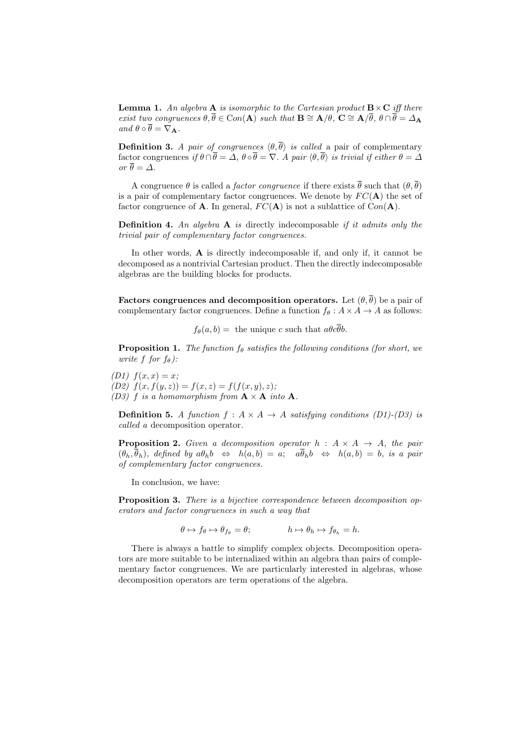**Lemma 1.** *An algebra* $\mathbf{A}$ *is isomorphic to the Cartesian product* $\mathbf{B} \times \mathbf{C}$ *iff there exist two congruences* $\theta, \overline{\theta} \in \mathrm{Con}(\mathbf{A})$ *such that* $\mathbf{B} \cong \mathbf{A}/\theta$, $\mathbf{C} \cong \mathbf{A}/\overline{\theta}$, $\theta \cap \overline{\theta} = \Delta_{\mathbf{A}}$ *and* $\theta \circ \overline{\theta} = \nabla_{\mathbf{A}}$.

**Definition 3.** *A pair of congruences* $\langle \theta, \overline{\theta} \rangle$ *is called* a pair of complementary factor congruences *if* $\theta \cap \overline{\theta} = \Delta$, $\theta \circ \overline{\theta} = \nabla$. *A pair* $\langle \theta, \overline{\theta} \rangle$ *is trivial if either* $\theta = \Delta$ *or* $\overline{\theta} = \Delta$.

A congruence $\theta$ is called a *factor congruence* if there exists $\overline{\theta}$ such that $(\theta, \overline{\theta})$ is a pair of complementary factor congruences. We denote by $FC(\mathbf{A})$ the set of factor congruence of $\mathbf{A}$. In general, $FC(\mathbf{A})$ is not a sublattice of $Con(\mathbf{A})$.

**Definition 4.** *An algebra* $\mathbf{A}$ *is* directly indecomposable *if it admits only the trivial pair of complementary factor congruences.*

In other words, $\mathbf{A}$ is directly indecomposable if, and only if, it cannot be decomposed as a nontrivial Cartesian product. Then the directly indecomposable algebras are the building blocks for products.

**Factors congruences and decomposition operators.** Let $(\theta, \overline{\theta})$ be a pair of complementary factor congruences. Define a function $f_\theta : A \times A \to A$ as follows:

$$f_\theta(a, b) = \text{ the unique } c \text{ such that } a\theta c\overline{\theta}b.$$

**Proposition 1.** *The function* $f_\theta$ *satisfies the following conditions (for short, we write* $f$ *for* $f_\theta$*):*

*(D1)* $f(x, x) = x$;
*(D2)* $f(x, f(y, z)) = f(x, z) = f(f(x, y), z)$;
*(D3)* $f$ *is a homomorphism from* $\mathbf{A} \times \mathbf{A}$ *into* $\mathbf{A}$.

**Definition 5.** *A function* $f : A \times A \to A$ *satisfying conditions (D1)-(D3) is called a* decomposition operator.

**Proposition 2.** *Given a decomposition operator* $h : A \times A \to A$, *the pair* $(\theta_h, \overline{\theta}_h)$, *defined by* $a\theta_h b \;\Leftrightarrow\; h(a, b) = a$; $\;a\overline{\theta}_h b \;\Leftrightarrow\; h(a, b) = b$, *is a pair of complementary factor congruences.*

In conclusion, we have:

**Proposition 3.** *There is a bijective correspondence between decomposition operators and factor congruences in such a way that*

$$\theta \mapsto f_\theta \mapsto \theta_{f_\theta} = \theta; \qquad\qquad h \mapsto \theta_h \mapsto f_{\theta_h} = h.$$

There is always a battle to simplify complex objects. Decomposition operators are more suitable to be internalized within an algebra than pairs of complementary factor congruences. We are particularly interested in algebras, whose decomposition operators are term operations of the algebra.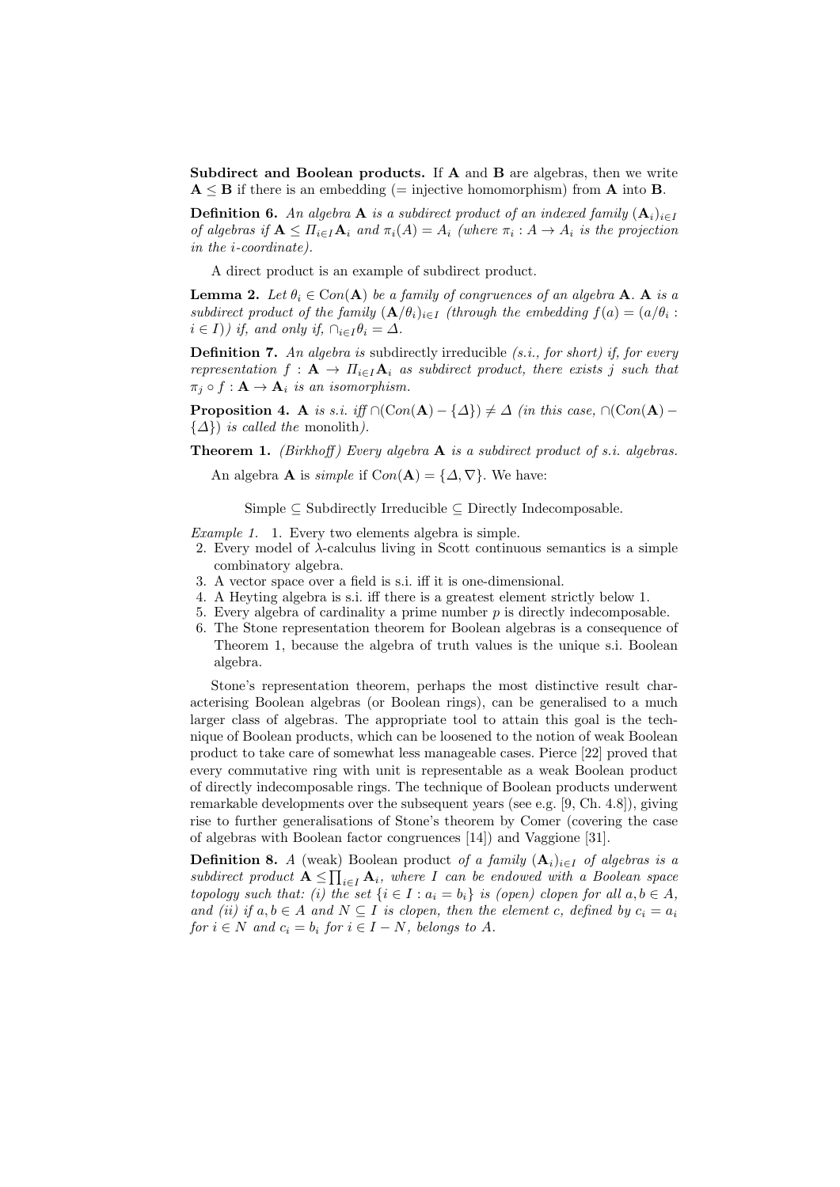**Subdirect and Boolean products.** If $\mathbf{A}$ and $\mathbf{B}$ are algebras, then we write $\mathbf{A} \leq \mathbf{B}$ if there is an embedding (= injective homomorphism) from $\mathbf{A}$ into $\mathbf{B}$.

**Definition 6.** *An algebra $\mathbf{A}$ is a subdirect product of an indexed family $(\mathbf{A}_i)_{i \in I}$ of algebras if $\mathbf{A} \leq \Pi_{i \in I} \mathbf{A}_i$ and $\pi_i(A) = A_i$ (where $\pi_i : A \to A_i$ is the projection in the $i$-coordinate).*

A direct product is an example of subdirect product.

**Lemma 2.** *Let $\theta_i \in \mathrm{Con}(\mathbf{A})$ be a family of congruences of an algebra $\mathbf{A}$. $\mathbf{A}$ is a subdirect product of the family $(\mathbf{A}/\theta_i)_{i \in I}$ (through the embedding $f(a) = (a/\theta_i : i \in I)$) if, and only if, $\cap_{i \in I} \theta_i = \Delta$.*

**Definition 7.** *An algebra is* subdirectly irreducible *(s.i., for short) if, for every representation $f : \mathbf{A} \to \Pi_{i \in I} \mathbf{A}_i$ as subdirect product, there exists $j$ such that $\pi_j \circ f : \mathbf{A} \to \mathbf{A}_i$ is an isomorphism.*

**Proposition 4.** *$\mathbf{A}$ is s.i. iff $\cap(\mathrm{Con}(\mathbf{A}) - \{\Delta\}) \neq \Delta$ (in this case, $\cap(\mathrm{Con}(\mathbf{A}) - \{\Delta\})$ is called the* monolith*).*

**Theorem 1.** *(Birkhoff) Every algebra $\mathbf{A}$ is a subdirect product of s.i. algebras.*

An algebra $\mathbf{A}$ is *simple* if $\mathrm{Con}(\mathbf{A}) = \{\Delta, \nabla\}$. We have:

$$\text{Simple} \subseteq \text{Subdirectly Irreducible} \subseteq \text{Directly Indecomposable.}$$

*Example 1.*
1. Every two elements algebra is simple.
2. Every model of $\lambda$-calculus living in Scott continuous semantics is a simple combinatory algebra.
3. A vector space over a field is s.i. iff it is one-dimensional.
4. A Heyting algebra is s.i. iff there is a greatest element strictly below 1.
5. Every algebra of cardinality a prime number $p$ is directly indecomposable.
6. The Stone representation theorem for Boolean algebras is a consequence of Theorem 1, because the algebra of truth values is the unique s.i. Boolean algebra.

Stone's representation theorem, perhaps the most distinctive result characterising Boolean algebras (or Boolean rings), can be generalised to a much larger class of algebras. The appropriate tool to attain this goal is the technique of Boolean products, which can be loosened to the notion of weak Boolean product to take care of somewhat less manageable cases. Pierce [22] proved that every commutative ring with unit is representable as a weak Boolean product of directly indecomposable rings. The technique of Boolean products underwent remarkable developments over the subsequent years (see e.g. [9, Ch. 4.8]), giving rise to further generalisations of Stone's theorem by Comer (covering the case of algebras with Boolean factor congruences [14]) and Vaggione [31].

**Definition 8.** *A* (weak) Boolean product *of a family $(\mathbf{A}_i)_{i \in I}$ of algebras is a subdirect product $\mathbf{A} \leq \prod_{i \in I} \mathbf{A}_i$, where $I$ can be endowed with a Boolean space topology such that: (i) the set $\{i \in I : a_i = b_i\}$ is (open) clopen for all $a, b \in A$, and (ii) if $a, b \in A$ and $N \subseteq I$ is clopen, then the element $c$, defined by $c_i = a_i$ for $i \in N$ and $c_i = b_i$ for $i \in I - N$, belongs to $A$.*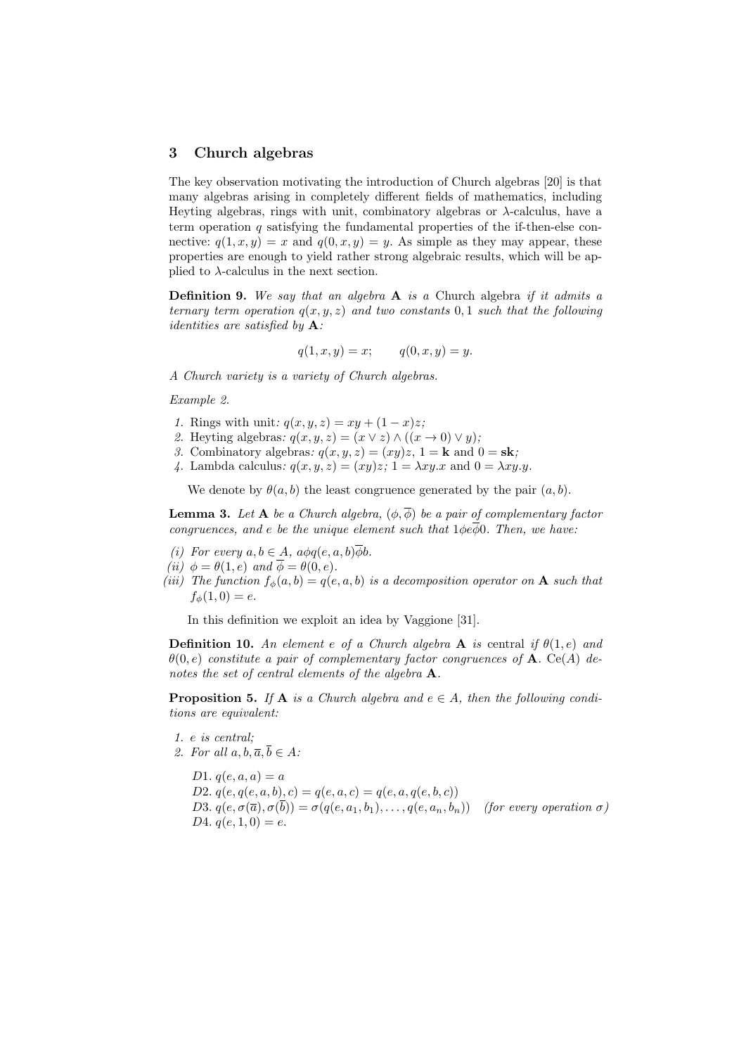## 3 Church algebras

The key observation motivating the introduction of Church algebras [20] is that many algebras arising in completely different fields of mathematics, including Heyting algebras, rings with unit, combinatory algebras or $\lambda$-calculus, have a term operation $q$ satisfying the fundamental properties of the if-then-else connective: $q(1, x, y) = x$ and $q(0, x, y) = y$. As simple as they may appear, these properties are enough to yield rather strong algebraic results, which will be applied to $\lambda$-calculus in the next section.

**Definition 9.** *We say that an algebra* $\mathbf{A}$ *is a* Church algebra *if it admits a ternary term operation* $q(x, y, z)$ *and two constants* $0, 1$ *such that the following identities are satisfied by* $\mathbf{A}$*:*

$$q(1, x, y) = x; \qquad q(0, x, y) = y.$$

*A Church variety is a variety of Church algebras.*

*Example 2.*

1. Rings with unit*:* $q(x, y, z) = xy + (1 - x)z$*;*
2. Heyting algebras*:* $q(x, y, z) = (x \vee z) \wedge ((x \to 0) \vee y)$*;*
3. Combinatory algebras*:* $q(x, y, z) = (xy)z$*,* $1 = \mathbf{k}$ and $0 = \mathbf{sk}$*;*
4. Lambda calculus*:* $q(x, y, z) = (xy)z$*;* $1 = \lambda xy.x$ and $0 = \lambda xy.y$.

We denote by $\theta(a, b)$ the least congruence generated by the pair $(a, b)$.

**Lemma 3.** *Let* $\mathbf{A}$ *be a Church algebra,* $(\phi, \overline{\phi})$ *be a pair of complementary factor congruences, and* $e$ *be the unique element such that* $1 \phi e \overline{\phi} 0$*. Then, we have:*

*(i) For every* $a, b \in A$*,* $a \phi q(e, a, b) \overline{\phi} b$*.*
*(ii)* $\phi = \theta(1, e)$ *and* $\overline{\phi} = \theta(0, e)$*.*
*(iii) The function* $f_\phi(a, b) = q(e, a, b)$ *is a decomposition operator on* $\mathbf{A}$ *such that* $f_\phi(1, 0) = e$*.*

In this definition we exploit an idea by Vaggione [31].

**Definition 10.** *An element* $e$ *of a Church algebra* $\mathbf{A}$ *is* central *if* $\theta(1, e)$ *and* $\theta(0, e)$ *constitute a pair of complementary factor congruences of* $\mathbf{A}$*.* $\mathrm{Ce}(A)$ *denotes the set of central elements of the algebra* $\mathbf{A}$*.*

**Proposition 5.** *If* $\mathbf{A}$ *is a Church algebra and* $e \in A$*, then the following conditions are equivalent:*

1. $e$ *is central;*
2. *For all* $a, b, \overline{a}, \overline{b} \in A$*:*

   *D1.* $q(e, a, a) = a$
   *D2.* $q(e, q(e, a, b), c) = q(e, a, c) = q(e, a, q(e, b, c))$
   *D3.* $q(e, \sigma(\overline{a}), \sigma(\overline{b})) = \sigma(q(e, a_1, b_1), \dots, q(e, a_n, b_n))$ *(for every operation* $\sigma$*)*
   *D4.* $q(e, 1, 0) = e$*.*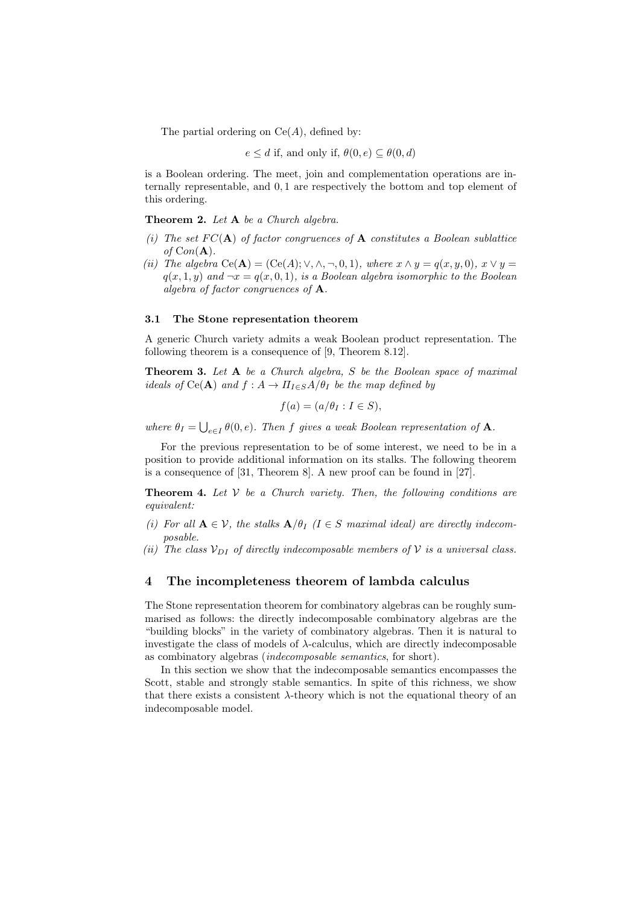The partial ordering on $\mathrm{Ce}(A)$, defined by:

$$e \leq d \text{ if, and only if, } \theta(0, e) \subseteq \theta(0, d)$$

is a Boolean ordering. The meet, join and complementation operations are internally representable, and $0, 1$ are respectively the bottom and top element of this ordering.

**Theorem 2.** *Let* $\mathbf{A}$ *be a Church algebra.*

*(i) The set* $FC(\mathbf{A})$ *of factor congruences of* $\mathbf{A}$ *constitutes a Boolean sublattice of* $Con(\mathbf{A})$.

*(ii) The algebra* $\mathrm{Ce}(\mathbf{A}) = (\mathrm{Ce}(A); \vee, \wedge, \neg, 0, 1)$*, where* $x \wedge y = q(x, y, 0)$*,* $x \vee y = q(x, 1, y)$ *and* $\neg x = q(x, 0, 1)$*, is a Boolean algebra isomorphic to the Boolean algebra of factor congruences of* $\mathbf{A}$.

### 3.1 The Stone representation theorem

A generic Church variety admits a weak Boolean product representation. The following theorem is a consequence of [9, Theorem 8.12].

**Theorem 3.** *Let* $\mathbf{A}$ *be a Church algebra,* $S$ *be the Boolean space of maximal ideals of* $\mathrm{Ce}(\mathbf{A})$ *and* $f : A \to \Pi_{I \in S} A/\theta_I$ *be the map defined by*

$$f(a) = (a/\theta_I : I \in S),$$

*where* $\theta_I = \bigcup_{e \in I} \theta(0, e)$*. Then* $f$ *gives a weak Boolean representation of* $\mathbf{A}$.

For the previous representation to be of some interest, we need to be in a position to provide additional information on its stalks. The following theorem is a consequence of [31, Theorem 8]. A new proof can be found in [27].

**Theorem 4.** *Let* $\mathcal{V}$ *be a Church variety. Then, the following conditions are equivalent:*

*(i) For all* $\mathbf{A} \in \mathcal{V}$*, the stalks* $\mathbf{A}/\theta_I$ *(*$I \in S$ *maximal ideal) are directly indecomposable.*

*(ii) The class* $\mathcal{V}_{DI}$ *of directly indecomposable members of* $\mathcal{V}$ *is a universal class.*

## 4 The incompleteness theorem of lambda calculus

The Stone representation theorem for combinatory algebras can be roughly summarised as follows: the directly indecomposable combinatory algebras are the "building blocks" in the variety of combinatory algebras. Then it is natural to investigate the class of models of $\lambda$-calculus, which are directly indecomposable as combinatory algebras (*indecomposable semantics*, for short).

In this section we show that the indecomposable semantics encompasses the Scott, stable and strongly stable semantics. In spite of this richness, we show that there exists a consistent $\lambda$-theory which is not the equational theory of an indecomposable model.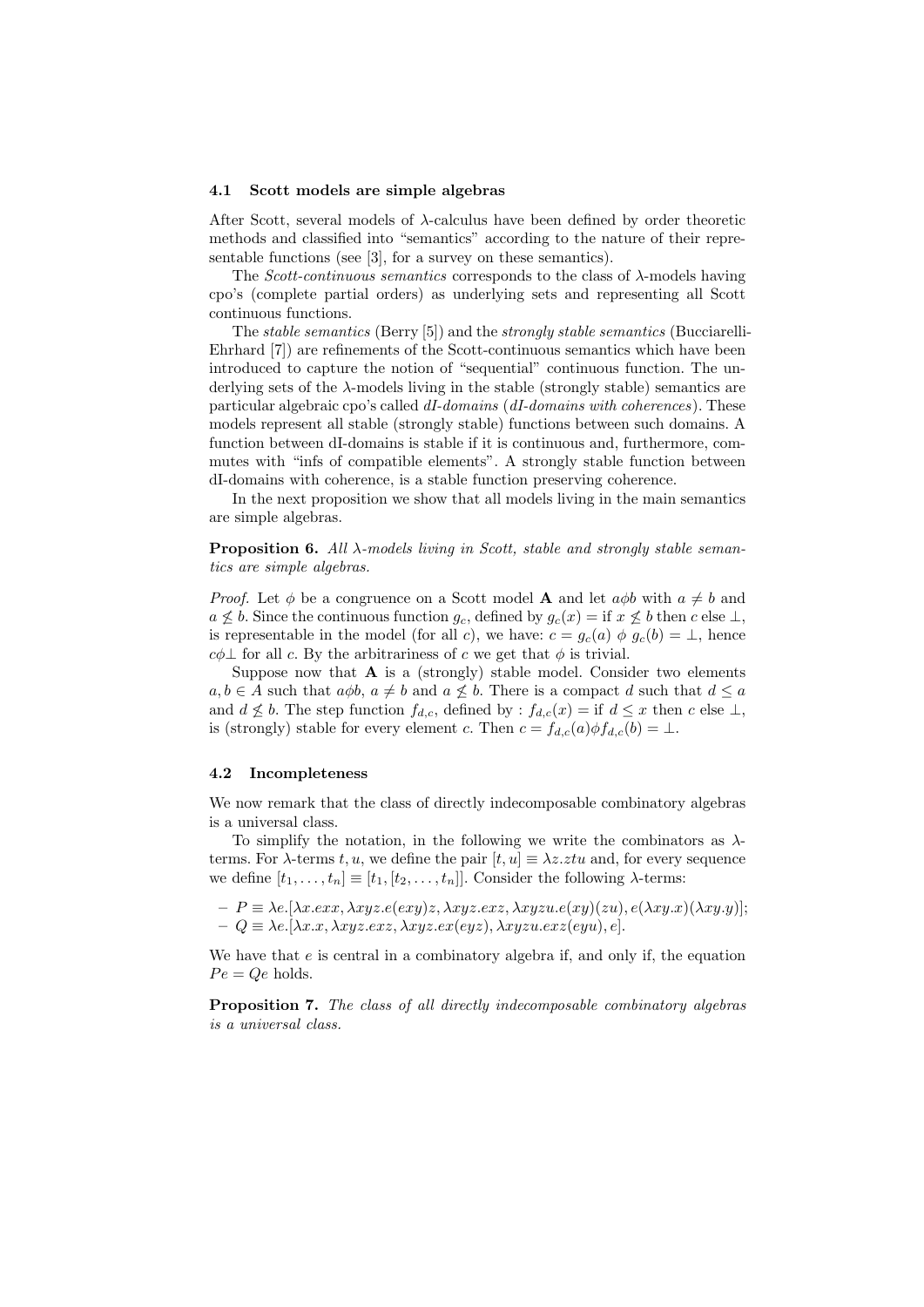### 4.1 Scott models are simple algebras

After Scott, several models of $\lambda$-calculus have been defined by order theoretic methods and classified into "semantics" according to the nature of their representable functions (see [3], for a survey on these semantics).

The *Scott-continuous semantics* corresponds to the class of $\lambda$-models having cpo's (complete partial orders) as underlying sets and representing all Scott continuous functions.

The *stable semantics* (Berry [5]) and the *strongly stable semantics* (Bucciarelli-Ehrhard [7]) are refinements of the Scott-continuous semantics which have been introduced to capture the notion of "sequential" continuous function. The underlying sets of the $\lambda$-models living in the stable (strongly stable) semantics are particular algebraic cpo's called *dI-domains* (*dI-domains with coherences*). These models represent all stable (strongly stable) functions between such domains. A function between dI-domains is stable if it is continuous and, furthermore, commutes with "infs of compatible elements". A strongly stable function between dI-domains with coherence, is a stable function preserving coherence.

In the next proposition we show that all models living in the main semantics are simple algebras.

**Proposition 6.** *All $\lambda$-models living in Scott, stable and strongly stable semantics are simple algebras.*

*Proof.* Let $\phi$ be a congruence on a Scott model $\mathbf{A}$ and let $a\phi b$ with $a \neq b$ and $a \not\leq b$. Since the continuous function $g_c$, defined by $g_c(x) =$ if $x \not\leq b$ then $c$ else $\bot$, is representable in the model (for all $c$), we have: $c = g_c(a) \ \phi \ g_c(b) = \bot$, hence $c\phi\bot$ for all $c$. By the arbitrariness of $c$ we get that $\phi$ is trivial.

Suppose now that $\mathbf{A}$ is a (strongly) stable model. Consider two elements $a, b \in A$ such that $a\phi b$, $a \neq b$ and $a \not\leq b$. There is a compact $d$ such that $d \leq a$ and $d \not\leq b$. The step function $f_{d,c}$, defined by : $f_{d,c}(x) =$ if $d \leq x$ then $c$ else $\bot$, is (strongly) stable for every element $c$. Then $c = f_{d,c}(a)\phi f_{d,c}(b) = \bot$.

### 4.2 Incompleteness

We now remark that the class of directly indecomposable combinatory algebras is a universal class.

To simplify the notation, in the following we write the combinators as $\lambda$-terms. For $\lambda$-terms $t, u$, we define the pair $[t, u] \equiv \lambda z.ztu$ and, for every sequence we define $[t_1, \dots, t_n] \equiv [t_1, [t_2, \dots, t_n]]$. Consider the following $\lambda$-terms:

- $P \equiv \lambda e.[\lambda x.exx, \lambda xyz.e(exy)z, \lambda xyz.exz, \lambda xyzu.e(xy)(zu), e(\lambda xy.x)(\lambda xy.y)]$;
- $Q \equiv \lambda e.[\lambda x.x, \lambda xyz.exz, \lambda xyz.ex(eyz), \lambda xyzu.exz(eyu), e]$.

We have that $e$ is central in a combinatory algebra if, and only if, the equation $Pe = Qe$ holds.

**Proposition 7.** *The class of all directly indecomposable combinatory algebras is a universal class.*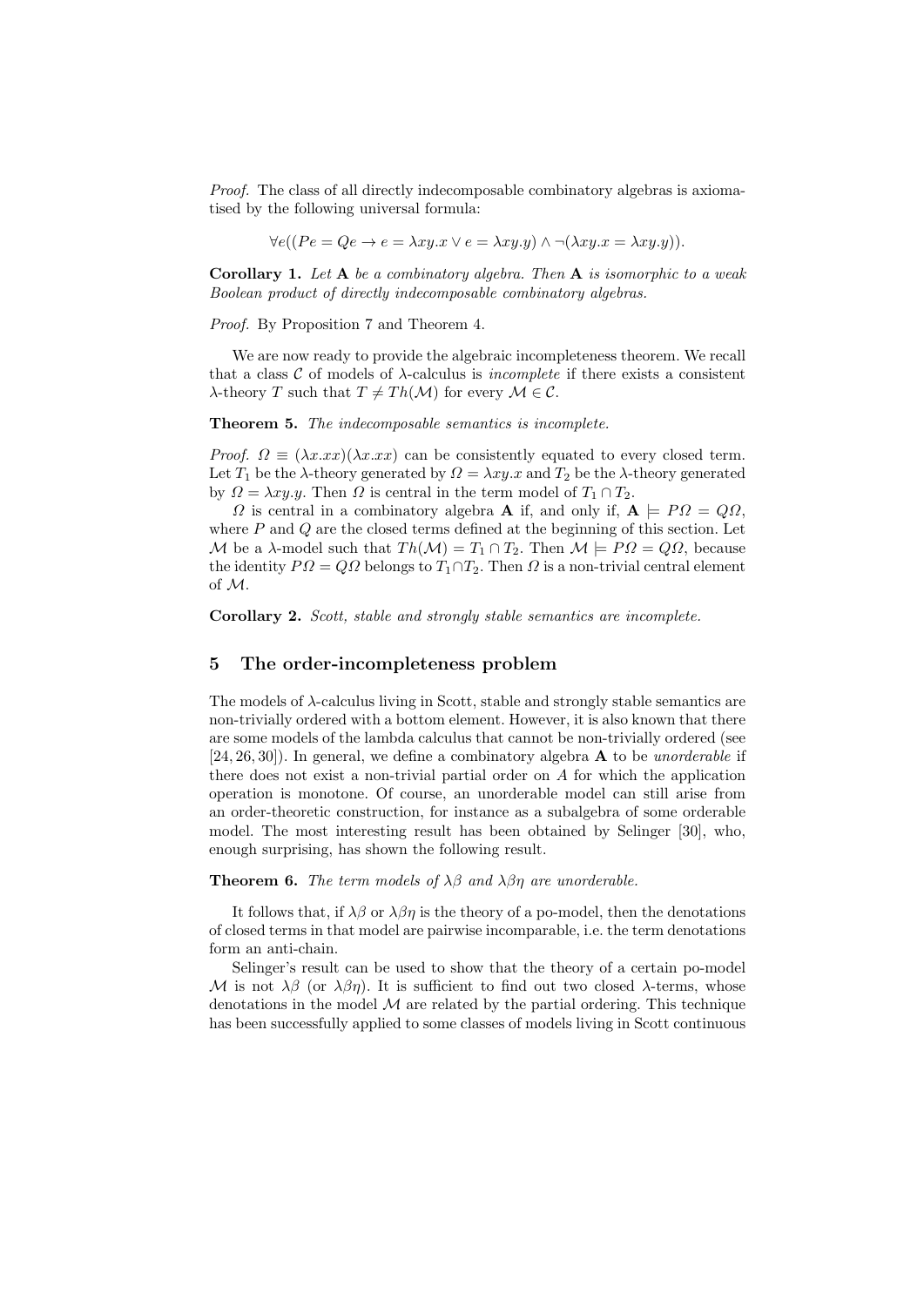*Proof.* The class of all directly indecomposable combinatory algebras is axiomatised by the following universal formula:

$$\forall e((Pe = Qe \rightarrow e = \lambda xy.x \vee e = \lambda xy.y) \wedge \neg(\lambda xy.x = \lambda xy.y)).$$

**Corollary 1.** *Let* $\mathbf{A}$ *be a combinatory algebra. Then* $\mathbf{A}$ *is isomorphic to a weak Boolean product of directly indecomposable combinatory algebras.*

*Proof.* By Proposition 7 and Theorem 4.

We are now ready to provide the algebraic incompleteness theorem. We recall that a class $\mathcal{C}$ of models of $\lambda$-calculus is *incomplete* if there exists a consistent $\lambda$-theory $T$ such that $T \neq Th(\mathcal{M})$ for every $\mathcal{M} \in \mathcal{C}$.

**Theorem 5.** *The indecomposable semantics is incomplete.*

*Proof.* $\Omega \equiv (\lambda x.xx)(\lambda x.xx)$ can be consistently equated to every closed term. Let $T_1$ be the $\lambda$-theory generated by $\Omega = \lambda xy.x$ and $T_2$ be the $\lambda$-theory generated by $\Omega = \lambda xy.y$. Then $\Omega$ is central in the term model of $T_1 \cap T_2$.

$\Omega$ is central in a combinatory algebra $\mathbf{A}$ if, and only if, $\mathbf{A} \models P\Omega = Q\Omega$, where $P$ and $Q$ are the closed terms defined at the beginning of this section. Let $\mathcal{M}$ be a $\lambda$-model such that $Th(\mathcal{M}) = T_1 \cap T_2$. Then $\mathcal{M} \models P\Omega = Q\Omega$, because the identity $P\Omega = Q\Omega$ belongs to $T_1 \cap T_2$. Then $\Omega$ is a non-trivial central element of $\mathcal{M}$.

**Corollary 2.** *Scott, stable and strongly stable semantics are incomplete.*

## 5 The order-incompleteness problem

The models of $\lambda$-calculus living in Scott, stable and strongly stable semantics are non-trivially ordered with a bottom element. However, it is also known that there are some models of the lambda calculus that cannot be non-trivially ordered (see [24, 26, 30]). In general, we define a combinatory algebra $\mathbf{A}$ to be *unorderable* if there does not exist a non-trivial partial order on $A$ for which the application operation is monotone. Of course, an unorderable model can still arise from an order-theoretic construction, for instance as a subalgebra of some orderable model. The most interesting result has been obtained by Selinger [30], who, enough surprising, has shown the following result.

**Theorem 6.** *The term models of* $\lambda\beta$ *and* $\lambda\beta\eta$ *are unorderable.*

It follows that, if $\lambda\beta$ or $\lambda\beta\eta$ is the theory of a po-model, then the denotations of closed terms in that model are pairwise incomparable, i.e. the term denotations form an anti-chain.

Selinger's result can be used to show that the theory of a certain po-model $\mathcal{M}$ is not $\lambda\beta$ (or $\lambda\beta\eta$). It is sufficient to find out two closed $\lambda$-terms, whose denotations in the model $\mathcal{M}$ are related by the partial ordering. This technique has been successfully applied to some classes of models living in Scott continuous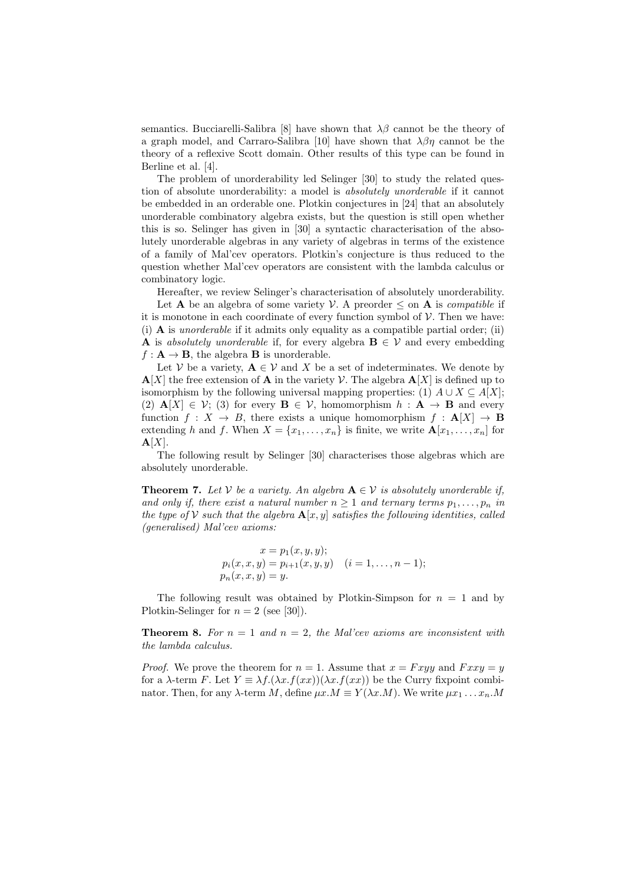semantics. Bucciarelli-Salibra [8] have shown that $\lambda\beta$ cannot be the theory of a graph model, and Carraro-Salibra [10] have shown that $\lambda\beta\eta$ cannot be the theory of a reflexive Scott domain. Other results of this type can be found in Berline et al. [4].

The problem of unorderability led Selinger [30] to study the related question of absolute unorderability: a model is *absolutely unorderable* if it cannot be embedded in an orderable one. Plotkin conjectures in [24] that an absolutely unorderable combinatory algebra exists, but the question is still open whether this is so. Selinger has given in [30] a syntactic characterisation of the absolutely unorderable algebras in any variety of algebras in terms of the existence of a family of Mal'cev operators. Plotkin's conjecture is thus reduced to the question whether Mal'cev operators are consistent with the lambda calculus or combinatory logic.

Hereafter, we review Selinger's characterisation of absolutely unorderability.

Let $\mathbf{A}$ be an algebra of some variety $\mathcal{V}$. A preorder $\leq$ on $\mathbf{A}$ is *compatible* if it is monotone in each coordinate of every function symbol of $\mathcal{V}$. Then we have: (i) $\mathbf{A}$ is *unorderable* if it admits only equality as a compatible partial order; (ii) $\mathbf{A}$ is *absolutely unorderable* if, for every algebra $\mathbf{B} \in \mathcal{V}$ and every embedding $f : \mathbf{A} \to \mathbf{B}$, the algebra $\mathbf{B}$ is unorderable.

Let $\mathcal{V}$ be a variety, $\mathbf{A} \in \mathcal{V}$ and $X$ be a set of indeterminates. We denote by $\mathbf{A}[X]$ the free extension of $\mathbf{A}$ in the variety $\mathcal{V}$. The algebra $\mathbf{A}[X]$ is defined up to isomorphism by the following universal mapping properties: (1) $A \cup X \subseteq A[X]$; (2) $\mathbf{A}[X] \in \mathcal{V}$; (3) for every $\mathbf{B} \in \mathcal{V}$, homomorphism $h : \mathbf{A} \to \mathbf{B}$ and every function $f : X \to B$, there exists a unique homomorphism $f : \mathbf{A}[X] \to \mathbf{B}$ extending $h$ and $f$. When $X = \{x_1, \dots, x_n\}$ is finite, we write $\mathbf{A}[x_1, \dots, x_n]$ for $\mathbf{A}[X]$.

The following result by Selinger [30] characterises those algebras which are absolutely unorderable.

**Theorem 7.** *Let $\mathcal{V}$ be a variety. An algebra $\mathbf{A} \in \mathcal{V}$ is absolutely unorderable if, and only if, there exist a natural number $n \geq 1$ and ternary terms $p_1, \dots, p_n$ in the type of $\mathcal{V}$ such that the algebra $\mathbf{A}[x, y]$ satisfies the following identities, called (generalised) Mal'cev axioms:*

$$
\begin{aligned}
x &= p_1(x, y, y);\\
p_i(x, x, y) &= p_{i+1}(x, y, y) \quad (i = 1, \dots, n-1);\\
p_n(x, x, y) &= y.
\end{aligned}
$$

The following result was obtained by Plotkin-Simpson for $n = 1$ and by Plotkin-Selinger for $n = 2$ (see [30]).

**Theorem 8.** *For $n = 1$ and $n = 2$, the Mal'cev axioms are inconsistent with the lambda calculus.*

*Proof.* We prove the theorem for $n = 1$. Assume that $x = Fxyy$ and $Fxxy = y$ for a $\lambda$-term $F$. Let $Y \equiv \lambda f.(\lambda x.f(xx))(\lambda x.f(xx))$ be the Curry fixpoint combinator. Then, for any $\lambda$-term $M$, define $\mu x.M \equiv Y(\lambda x.M)$. We write $\mu x_1 \dots x_n.M$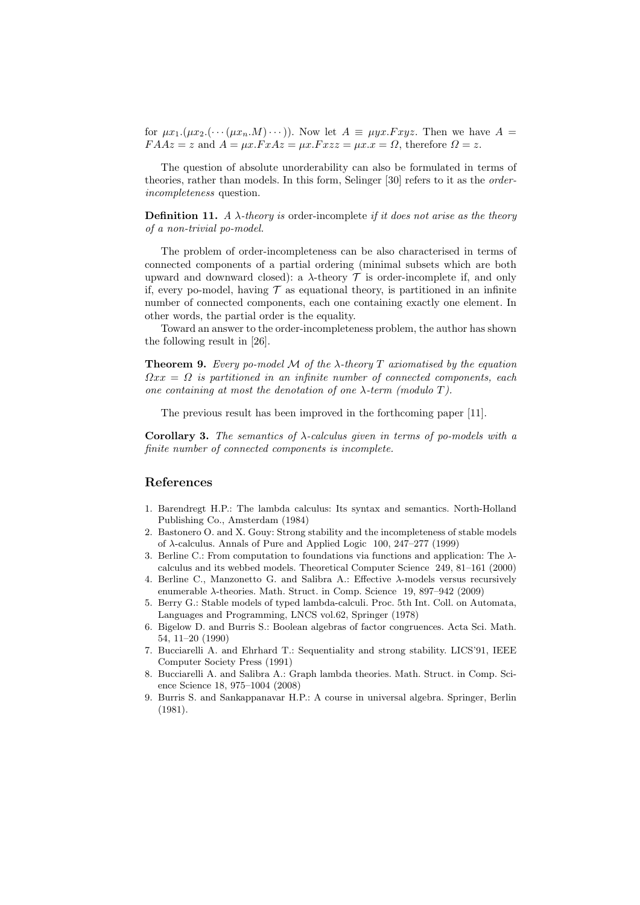for $\mu x_1.(\mu x_2.(\cdots(\mu x_n.M)\cdots))$. Now let $A \equiv \mu yx.Fxyz$. Then we have $A = FAAz = z$ and $A = \mu x.FxAz = \mu x.Fxzz = \mu x.x = \Omega$, therefore $\Omega = z$.

The question of absolute unorderability can also be formulated in terms of theories, rather than models. In this form, Selinger [30] refers to it as the *order-incompleteness* question.

**Definition 11.** *A $\lambda$-theory is* order-incomplete *if it does not arise as the theory of a non-trivial po-model.*

The problem of order-incompleteness can be also characterised in terms of connected components of a partial ordering (minimal subsets which are both upward and downward closed): a $\lambda$-theory $\mathcal{T}$ is order-incomplete if, and only if, every po-model, having $\mathcal{T}$ as equational theory, is partitioned in an infinite number of connected components, each one containing exactly one element. In other words, the partial order is the equality.

Toward an answer to the order-incompleteness problem, the author has shown the following result in [26].

**Theorem 9.** *Every po-model $\mathcal{M}$ of the $\lambda$-theory $T$ axiomatised by the equation $\Omega xx = \Omega$ is partitioned in an infinite number of connected components, each one containing at most the denotation of one $\lambda$-term (modulo $T$).*

The previous result has been improved in the forthcoming paper [11].

**Corollary 3.** *The semantics of $\lambda$-calculus given in terms of po-models with a finite number of connected components is incomplete.*

## References

1. Barendregt H.P.: The lambda calculus: Its syntax and semantics. North-Holland Publishing Co., Amsterdam (1984)
2. Bastonero O. and X. Gouy: Strong stability and the incompleteness of stable models of $\lambda$-calculus. Annals of Pure and Applied Logic 100, 247–277 (1999)
3. Berline C.: From computation to foundations via functions and application: The $\lambda$-calculus and its webbed models. Theoretical Computer Science 249, 81–161 (2000)
4. Berline C., Manzonetto G. and Salibra A.: Effective $\lambda$-models versus recursively enumerable $\lambda$-theories. Math. Struct. in Comp. Science 19, 897–942 (2009)
5. Berry G.: Stable models of typed lambda-calculi. Proc. 5th Int. Coll. on Automata, Languages and Programming, LNCS vol.62, Springer (1978)
6. Bigelow D. and Burris S.: Boolean algebras of factor congruences. Acta Sci. Math. 54, 11–20 (1990)
7. Bucciarelli A. and Ehrhard T.: Sequentiality and strong stability. LICS'91, IEEE Computer Society Press (1991)
8. Bucciarelli A. and Salibra A.: Graph lambda theories. Math. Struct. in Comp. Science Science 18, 975–1004 (2008)
9. Burris S. and Sankappanavar H.P.: A course in universal algebra. Springer, Berlin (1981).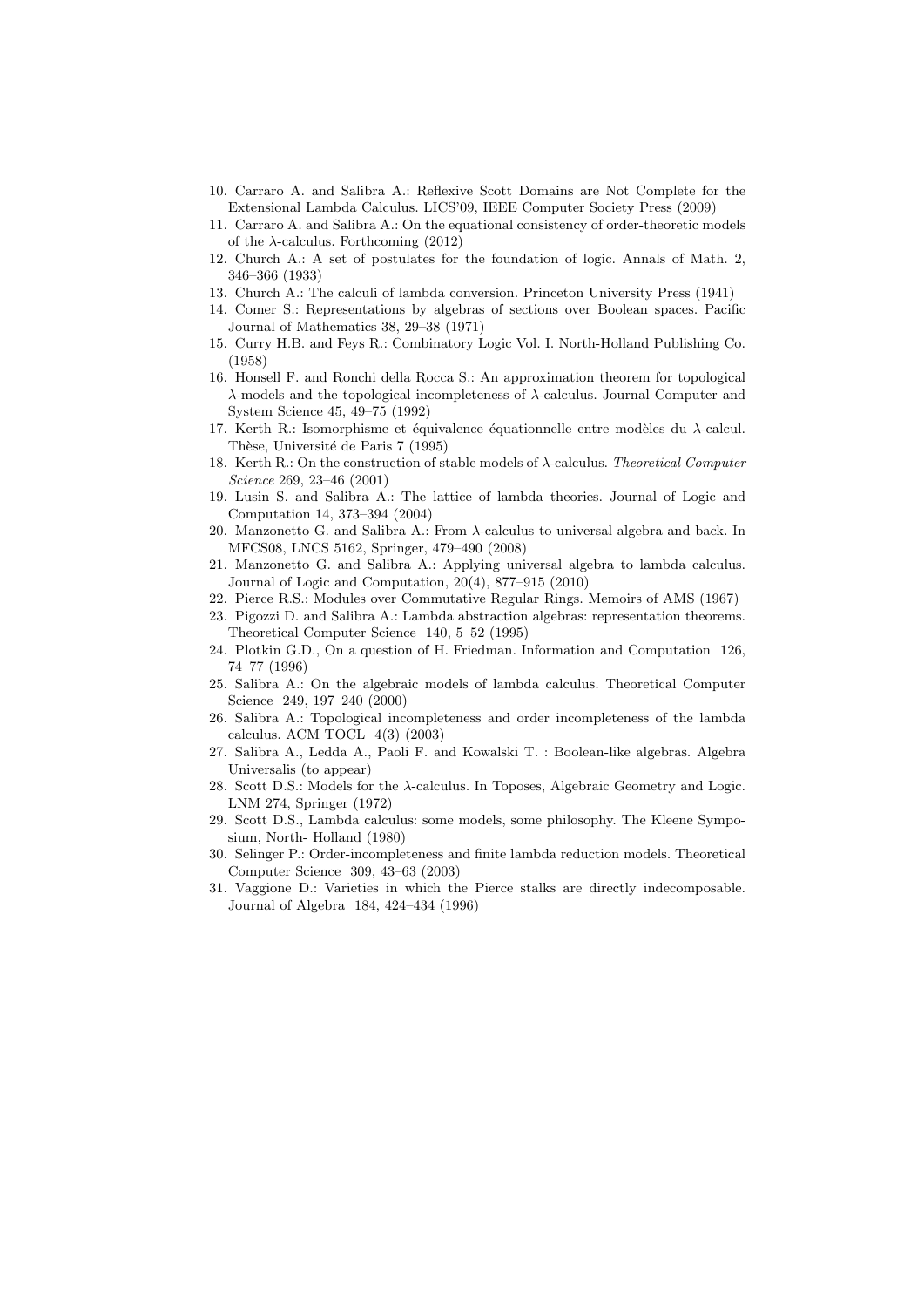10. Carraro A. and Salibra A.: Reflexive Scott Domains are Not Complete for the Extensional Lambda Calculus. LICS'09, IEEE Computer Society Press (2009)
11. Carraro A. and Salibra A.: On the equational consistency of order-theoretic models of the $\lambda$-calculus. Forthcoming (2012)
12. Church A.: A set of postulates for the foundation of logic. Annals of Math. 2, 346–366 (1933)
13. Church A.: The calculi of lambda conversion. Princeton University Press (1941)
14. Comer S.: Representations by algebras of sections over Boolean spaces. Pacific Journal of Mathematics 38, 29–38 (1971)
15. Curry H.B. and Feys R.: Combinatory Logic Vol. I. North-Holland Publishing Co. (1958)
16. Honsell F. and Ronchi della Rocca S.: An approximation theorem for topological $\lambda$-models and the topological incompleteness of $\lambda$-calculus. Journal Computer and System Science 45, 49–75 (1992)
17. Kerth R.: Isomorphisme et équivalence équationnelle entre modèles du $\lambda$-calcul. Thèse, Université de Paris 7 (1995)
18. Kerth R.: On the construction of stable models of $\lambda$-calculus. *Theoretical Computer Science* 269, 23–46 (2001)
19. Lusin S. and Salibra A.: The lattice of lambda theories. Journal of Logic and Computation 14, 373–394 (2004)
20. Manzonetto G. and Salibra A.: From $\lambda$-calculus to universal algebra and back. In MFCS08, LNCS 5162, Springer, 479–490 (2008)
21. Manzonetto G. and Salibra A.: Applying universal algebra to lambda calculus. Journal of Logic and Computation, 20(4), 877–915 (2010)
22. Pierce R.S.: Modules over Commutative Regular Rings. Memoirs of AMS (1967)
23. Pigozzi D. and Salibra A.: Lambda abstraction algebras: representation theorems. Theoretical Computer Science 140, 5–52 (1995)
24. Plotkin G.D., On a question of H. Friedman. Information and Computation 126, 74–77 (1996)
25. Salibra A.: On the algebraic models of lambda calculus. Theoretical Computer Science 249, 197–240 (2000)
26. Salibra A.: Topological incompleteness and order incompleteness of the lambda calculus. ACM TOCL 4(3) (2003)
27. Salibra A., Ledda A., Paoli F. and Kowalski T. : Boolean-like algebras. Algebra Universalis (to appear)
28. Scott D.S.: Models for the $\lambda$-calculus. In Toposes, Algebraic Geometry and Logic. LNM 274, Springer (1972)
29. Scott D.S., Lambda calculus: some models, some philosophy. The Kleene Symposium, North- Holland (1980)
30. Selinger P.: Order-incompleteness and finite lambda reduction models. Theoretical Computer Science 309, 43–63 (2003)
31. Vaggione D.: Varieties in which the Pierce stalks are directly indecomposable. Journal of Algebra 184, 424–434 (1996)